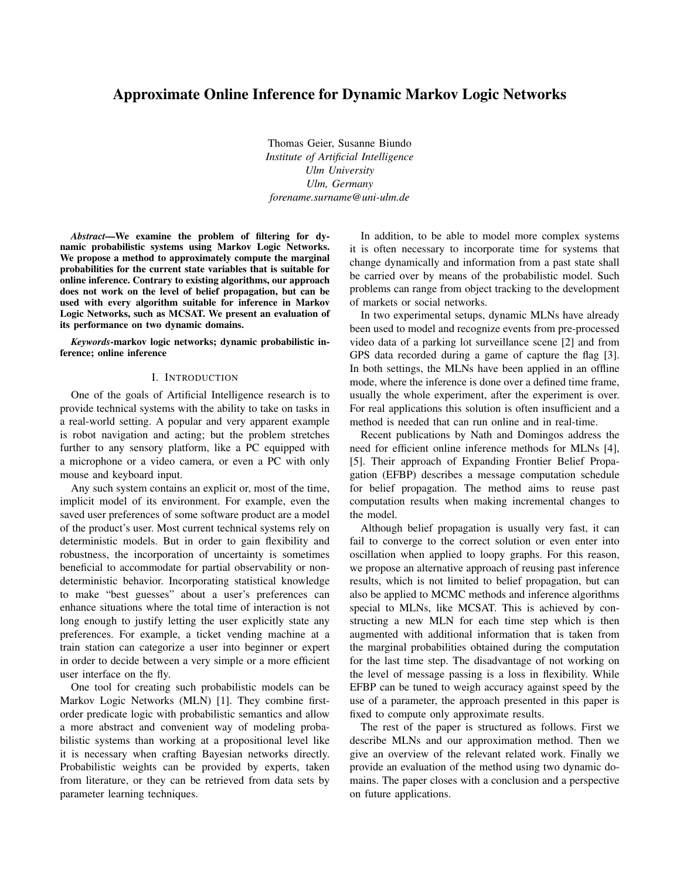# Approximate Online Inference for Dynamic Markov Logic Networks

Thomas Geier, Susanne Biundo
*Institute of Artificial Intelligence*
*Ulm University*
*Ulm, Germany*
*forename.surname@uni-ulm.de*

***Abstract*—We examine the problem of filtering for dynamic probabilistic systems using Markov Logic Networks. We propose a method to approximately compute the marginal probabilities for the current state variables that is suitable for online inference. Contrary to existing algorithms, our approach does not work on the level of belief propagation, but can be used with every algorithm suitable for inference in Markov Logic Networks, such as MCSAT. We present an evaluation of its performance on two dynamic domains.**

***Keywords*-markov logic networks; dynamic probabilistic inference; online inference**

## I. Introduction

One of the goals of Artificial Intelligence research is to provide technical systems with the ability to take on tasks in a real-world setting. A popular and very apparent example is robot navigation and acting; but the problem stretches further to any sensory platform, like a PC equipped with a microphone or a video camera, or even a PC with only mouse and keyboard input.

Any such system contains an explicit or, most of the time, implicit model of its environment. For example, even the saved user preferences of some software product are a model of the product's user. Most current technical systems rely on deterministic models. But in order to gain flexibility and robustness, the incorporation of uncertainty is sometimes beneficial to accommodate for partial observability or non-deterministic behavior. Incorporating statistical knowledge to make "best guesses" about a user's preferences can enhance situations where the total time of interaction is not long enough to justify letting the user explicitly state any preferences. For example, a ticket vending machine at a train station can categorize a user into beginner or expert in order to decide between a very simple or a more efficient user interface on the fly.

One tool for creating such probabilistic models can be Markov Logic Networks (MLN) [1]. They combine first-order predicate logic with probabilistic semantics and allow a more abstract and convenient way of modeling probabilistic systems than working at a propositional level like it is necessary when crafting Bayesian networks directly. Probabilistic weights can be provided by experts, taken from literature, or they can be retrieved from data sets by parameter learning techniques.

In addition, to be able to model more complex systems it is often necessary to incorporate time for systems that change dynamically and information from a past state shall be carried over by means of the probabilistic model. Such problems can range from object tracking to the development of markets or social networks.

In two experimental setups, dynamic MLNs have already been used to model and recognize events from pre-processed video data of a parking lot surveillance scene [2] and from GPS data recorded during a game of capture the flag [3]. In both settings, the MLNs have been applied in an offline mode, where the inference is done over a defined time frame, usually the whole experiment, after the experiment is over. For real applications this solution is often insufficient and a method is needed that can run online and in real-time.

Recent publications by Nath and Domingos address the need for efficient online inference methods for MLNs [4], [5]. Their approach of Expanding Frontier Belief Propagation (EFBP) describes a message computation schedule for belief propagation. The method aims to reuse past computation results when making incremental changes to the model.

Although belief propagation is usually very fast, it can fail to converge to the correct solution or even enter into oscillation when applied to loopy graphs. For this reason, we propose an alternative approach of reusing past inference results, which is not limited to belief propagation, but can also be applied to MCMC methods and inference algorithms special to MLNs, like MCSAT. This is achieved by constructing a new MLN for each time step which is then augmented with additional information that is taken from the marginal probabilities obtained during the computation for the last time step. The disadvantage of not working on the level of message passing is a loss in flexibility. While EFBP can be tuned to weigh accuracy against speed by the use of a parameter, the approach presented in this paper is fixed to compute only approximate results.

The rest of the paper is structured as follows. First we describe MLNs and our approximation method. Then we give an overview of the relevant related work. Finally we provide an evaluation of the method using two dynamic domains. The paper closes with a conclusion and a perspective on future applications.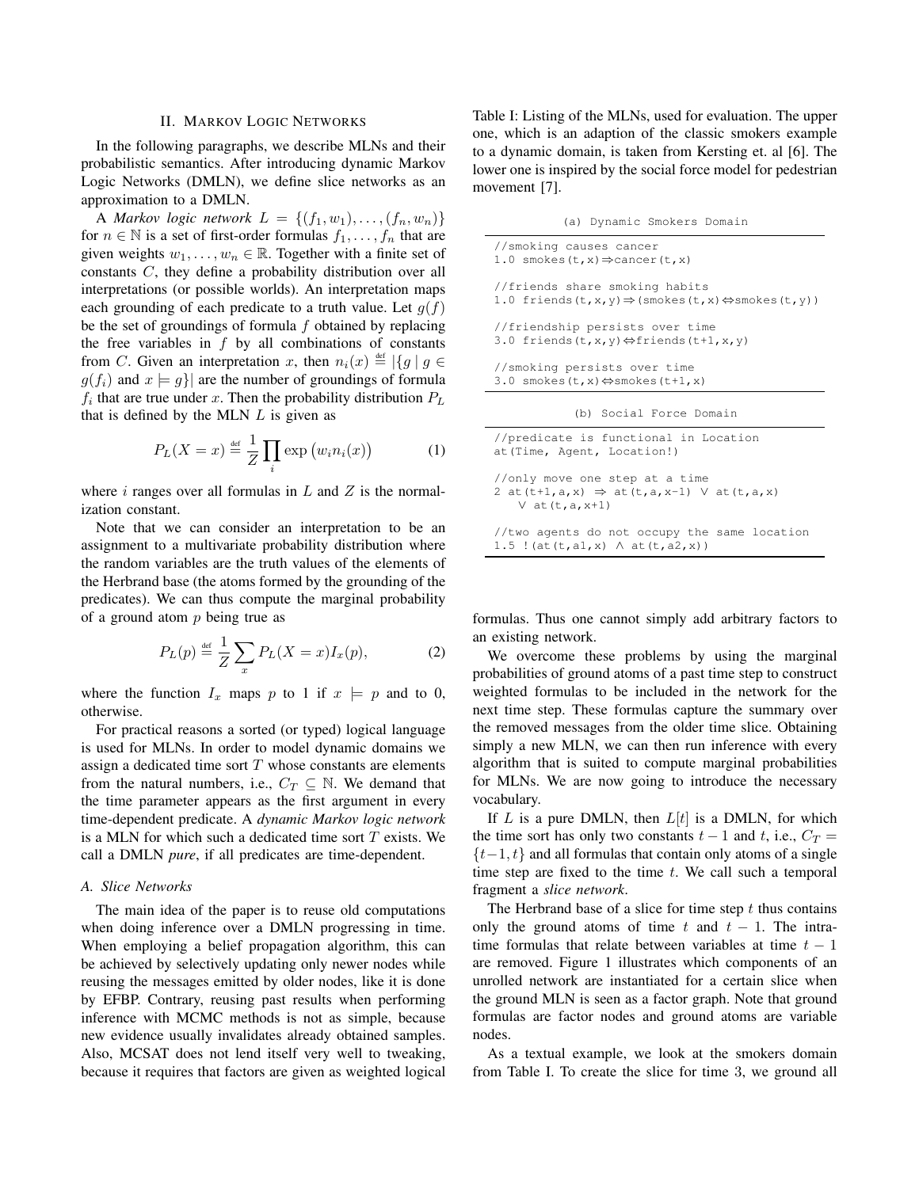## II. Markov Logic Networks

In the following paragraphs, we describe MLNs and their probabilistic semantics. After introducing dynamic Markov Logic Networks (DMLN), we define slice networks as an approximation to a DMLN.

A *Markov logic network* $L = \{(f_1, w_1), \ldots, (f_n, w_n)\}$ for $n \in \mathbb{N}$ is a set of first-order formulas $f_1, \ldots, f_n$ that are given weights $w_1, \ldots, w_n \in \mathbb{R}$. Together with a finite set of constants $C$, they define a probability distribution over all interpretations (or possible worlds). An interpretation maps each grounding of each predicate to a truth value. Let $g(f)$ be the set of groundings of formula $f$ obtained by replacing the free variables in $f$ by all combinations of constants from $C$. Given an interpretation $x$, then $n_i(x) \stackrel{\text{def}}{=} |\{g \mid g \in g(f_i) \text{ and } x \models g\}|$ are the number of groundings of formula $f_i$ that are true under $x$. Then the probability distribution $P_L$ that is defined by the MLN $L$ is given as

$$P_L(X = x) \stackrel{\text{def}}{=} \frac{1}{Z} \prod_i \exp\big(w_i n_i(x)\big) \tag{1}$$

where $i$ ranges over all formulas in $L$ and $Z$ is the normalization constant.

Note that we can consider an interpretation to be an assignment to a multivariate probability distribution where the random variables are the truth values of the elements of the Herbrand base (the atoms formed by the grounding of the predicates). We can thus compute the marginal probability of a ground atom $p$ being true as

$$P_L(p) \stackrel{\text{def}}{=} \frac{1}{Z} \sum_x P_L(X = x) I_x(p), \tag{2}$$

where the function $I_x$ maps $p$ to 1 if $x \models p$ and to 0, otherwise.

For practical reasons a sorted (or typed) logical language is used for MLNs. In order to model dynamic domains we assign a dedicated time sort $T$ whose constants are elements from the natural numbers, i.e., $C_T \subseteq \mathbb{N}$. We demand that the time parameter appears as the first argument in every time-dependent predicate. A *dynamic Markov logic network* is a MLN for which such a dedicated time sort $T$ exists. We call a DMLN *pure*, if all predicates are time-dependent.

### A. Slice Networks

The main idea of the paper is to reuse old computations when doing inference over a DMLN progressing in time. When employing a belief propagation algorithm, this can be achieved by selectively updating only newer nodes while reusing the messages emitted by older nodes, like it is done by EFBP. Contrary, reusing past results when performing inference with MCMC methods is not as simple, because new evidence usually invalidates already obtained samples. Also, MCSAT does not lend itself very well to tweaking, because it requires that factors are given as weighted logical formulas. Thus one cannot simply add arbitrary factors to an existing network.

We overcome these problems by using the marginal probabilities of ground atoms of a past time step to construct weighted formulas to be included in the network for the next time step. These formulas capture the summary over the removed messages from the older time slice. Obtaining simply a new MLN, we can then run inference with every algorithm that is suited to compute marginal probabilities for MLNs. We are now going to introduce the necessary vocabulary.

If $L$ is a pure DMLN, then $L[t]$ is a DMLN, for which the time sort has only two constants $t-1$ and $t$, i.e., $C_T = \{t-1, t\}$ and all formulas that contain only atoms of a single time step are fixed to the time $t$. We call such a temporal fragment a *slice network*.

The Herbrand base of a slice for time step $t$ thus contains only the ground atoms of time $t$ and $t-1$. The intra-time formulas that relate between variables at time $t-1$ are removed. Figure 1 illustrates which components of an unrolled network are instantiated for a certain slice when the ground MLN is seen as a factor graph. Note that ground formulas are factor nodes and ground atoms are variable nodes.

As a textual example, we look at the smokers domain from Table I. To create the slice for time 3, we ground all

Table I: Listing of the MLNs, used for evaluation. The upper one, which is an adaption of the classic smokers example to a dynamic domain, is taken from Kersting et. al [6]. The lower one is inspired by the social force model for pedestrian movement [7].

(a) Dynamic Smokers Domain

```
//smoking causes cancer
1.0 smokes(t,x)⇒cancer(t,x)

//friends share smoking habits
1.0 friends(t,x,y)⇒(smokes(t,x)⇔smokes(t,y))

//friendship persists over time
3.0 friends(t,x,y)⇔friends(t+1,x,y)

//smoking persists over time
3.0 smokes(t,x)⇔smokes(t+1,x)
```

(b) Social Force Domain

```
//predicate is functional in Location
at(Time, Agent, Location!)

//only move one step at a time
2 at(t+1,a,x) ⇒ at(t,a,x-1) ∨ at(t,a,x)
    ∨ at(t,a,x+1)

//two agents do not occupy the same location
1.5 !(at(t,a1,x) ∧ at(t,a2,x))
```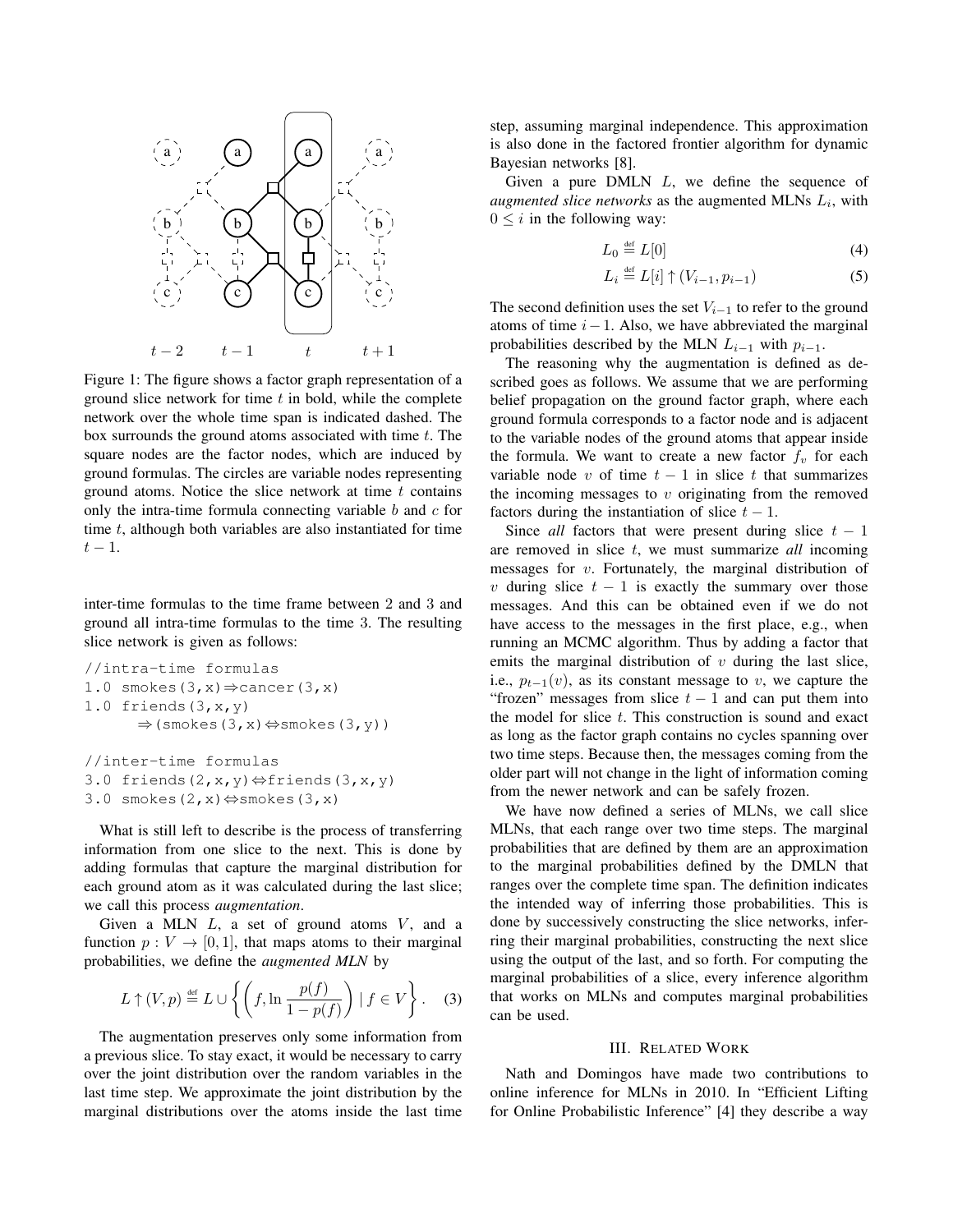Figure 1: The figure shows a factor graph representation of a ground slice network for time $t$ in bold, while the complete network over the whole time span is indicated dashed. The box surrounds the ground atoms associated with time $t$. The square nodes are the factor nodes, which are induced by ground formulas. The circles are variable nodes representing ground atoms. Notice the slice network at time $t$ contains only the intra-time formula connecting variable $b$ and $c$ for time $t$, although both variables are also instantiated for time $t-1$.

inter-time formulas to the time frame between 2 and 3 and ground all intra-time formulas to the time 3. The resulting slice network is given as follows:

```
//intra-time formulas
1.0 smokes(3,x)⇒cancer(3,x)
1.0 friends(3,x,y)
      ⇒(smokes(3,x)⇔smokes(3,y))

//inter-time formulas
3.0 friends(2,x,y)⇔friends(3,x,y)
3.0 smokes(2,x)⇔smokes(3,x)
```

What is still left to describe is the process of transferring information from one slice to the next. This is done by adding formulas that capture the marginal distribution for each ground atom as it was calculated during the last slice; we call this process *augmentation*.

Given a MLN $L$, a set of ground atoms $V$, and a function $p : V \to [0, 1]$, that maps atoms to their marginal probabilities, we define the *augmented MLN* by

$$L \uparrow (V, p) \stackrel{\text{def}}{=} L \cup \left\{ \left( f, \ln \frac{p(f)}{1 - p(f)} \right) \mid f \in V \right\}. \quad (3)$$

The augmentation preserves only some information from a previous slice. To stay exact, it would be necessary to carry over the joint distribution over the random variables in the last time step. We approximate the joint distribution by the marginal distributions over the atoms inside the last time step, assuming marginal independence. This approximation is also done in the factored frontier algorithm for dynamic Bayesian networks [8].

Given a pure DMLN $L$, we define the sequence of *augmented slice networks* as the augmented MLNs $L_i$, with $0 \le i$ in the following way:

$$L_0 \stackrel{\text{def}}{=} L[0] \quad (4)$$

$$L_i \stackrel{\text{def}}{=} L[i] \uparrow (V_{i-1}, p_{i-1}) \quad (5)$$

The second definition uses the set $V_{i-1}$ to refer to the ground atoms of time $i-1$. Also, we have abbreviated the marginal probabilities described by the MLN $L_{i-1}$ with $p_{i-1}$.

The reasoning why the augmentation is defined as described goes as follows. We assume that we are performing belief propagation on the ground factor graph, where each ground formula corresponds to a factor node and is adjacent to the variable nodes of the ground atoms that appear inside the formula. We want to create a new factor $f_v$ for each variable node $v$ of time $t-1$ in slice $t$ that summarizes the incoming messages to $v$ originating from the removed factors during the instantiation of slice $t-1$.

Since *all* factors that were present during slice $t-1$ are removed in slice $t$, we must summarize *all* incoming messages for $v$. Fortunately, the marginal distribution of $v$ during slice $t-1$ is exactly the summary over those messages. And this can be obtained even if we do not have access to the messages in the first place, e.g., when running an MCMC algorithm. Thus by adding a factor that emits the marginal distribution of $v$ during the last slice, i.e., $p_{t-1}(v)$, as its constant message to $v$, we capture the "frozen" messages from slice $t-1$ and can put them into the model for slice $t$. This construction is sound and exact as long as the factor graph contains no cycles spanning over two time steps. Because then, the messages coming from the older part will not change in the light of information coming from the newer network and can be safely frozen.

We have now defined a series of MLNs, we call slice MLNs, that each range over two time steps. The marginal probabilities that are defined by them are an approximation to the marginal probabilities defined by the DMLN that ranges over the complete time span. The definition indicates the intended way of inferring those probabilities. This is done by successively constructing the slice networks, inferring their marginal probabilities, constructing the next slice using the output of the last, and so forth. For computing the marginal probabilities of a slice, every inference algorithm that works on MLNs and computes marginal probabilities can be used.

## III. Related Work

Nath and Domingos have made two contributions to online inference for MLNs in 2010. In "Efficient Lifting for Online Probabilistic Inference" [4] they describe a way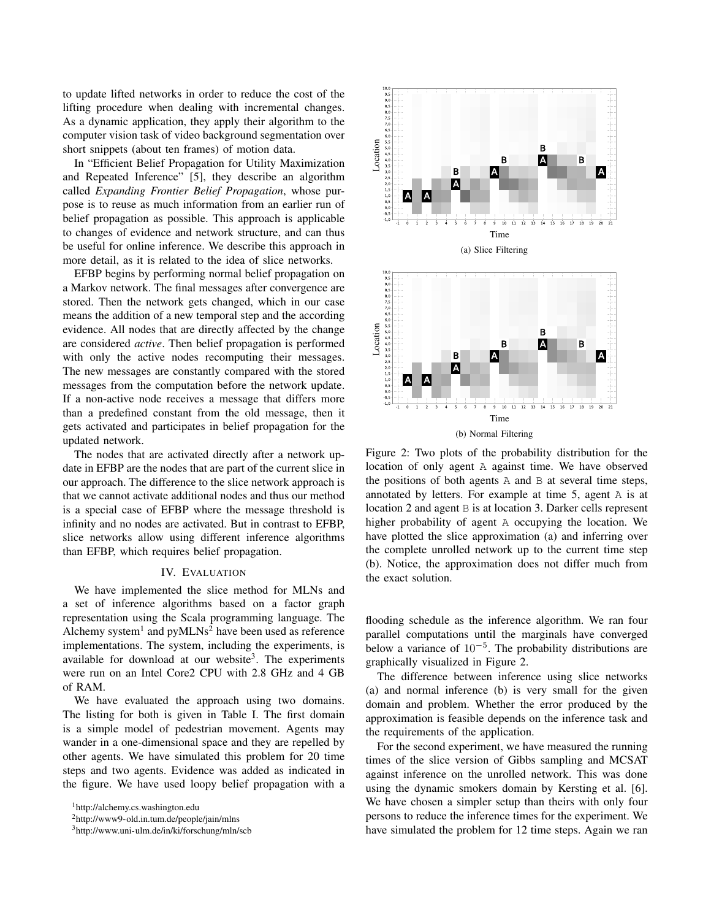to update lifted networks in order to reduce the cost of the lifting procedure when dealing with incremental changes. As a dynamic application, they apply their algorithm to the computer vision task of video background segmentation over short snippets (about ten frames) of motion data.

In "Efficient Belief Propagation for Utility Maximization and Repeated Inference" [5], they describe an algorithm called *Expanding Frontier Belief Propagation*, whose purpose is to reuse as much information from an earlier run of belief propagation as possible. This approach is applicable to changes of evidence and network structure, and can thus be useful for online inference. We describe this approach in more detail, as it is related to the idea of slice networks.

EFBP begins by performing normal belief propagation on a Markov network. The final messages after convergence are stored. Then the network gets changed, which in our case means the addition of a new temporal step and the according evidence. All nodes that are directly affected by the change are considered *active*. Then belief propagation is performed with only the active nodes recomputing their messages. The new messages are constantly compared with the stored messages from the computation before the network update. If a non-active node receives a message that differs more than a predefined constant from the old message, then it gets activated and participates in belief propagation for the updated network.

The nodes that are activated directly after a network update in EFBP are the nodes that are part of the current slice in our approach. The difference to the slice network approach is that we cannot activate additional nodes and thus our method is a special case of EFBP where the message threshold is infinity and no nodes are activated. But in contrast to EFBP, slice networks allow using different inference algorithms than EFBP, which requires belief propagation.

## IV. Evaluation

We have implemented the slice method for MLNs and a set of inference algorithms based on a factor graph representation using the Scala programming language. The Alchemy system[1] and pyMLNs[2] have been used as reference implementations. The system, including the experiments, is available for download at our website[3]. The experiments were run on an Intel Core2 CPU with 2.8 GHz and 4 GB of RAM.

We have evaluated the approach using two domains. The listing for both is given in Table I. The first domain is a simple model of pedestrian movement. Agents may wander in a one-dimensional space and they are repelled by other agents. We have simulated this problem for 20 time steps and two agents. Evidence was added as indicated in the figure. We have used loopy belief propagation with a flooding schedule as the inference algorithm. We ran four parallel computations until the marginals have converged below a variance of $10^{-5}$. The probability distributions are graphically visualized in Figure 2.

(a) Slice Filtering

(b) Normal Filtering

Figure 2: Two plots of the probability distribution for the location of only agent A against time. We have observed the positions of both agents A and B at several time steps, annotated by letters. For example at time 5, agent A is at location 2 and agent B is at location 3. Darker cells represent higher probability of agent A occupying the location. We have plotted the slice approximation (a) and inferring over the complete unrolled network up to the current time step (b). Notice, the approximation does not differ much from the exact solution.

The difference between inference using slice networks (a) and normal inference (b) is very small for the given domain and problem. Whether the error produced by the approximation is feasible depends on the inference task and the requirements of the application.

For the second experiment, we have measured the running times of the slice version of Gibbs sampling and MCSAT against inference on the unrolled network. This was done using the dynamic smokers domain by Kersting et al. [6]. We have chosen a simpler setup than theirs with only four persons to reduce the inference times for the experiment. We have simulated the problem for 12 time steps. Again we ran

[1] http://alchemy.cs.washington.edu

[2] http://www9-old.in.tum.de/people/jain/mlns

[3] http://www.uni-ulm.de/in/ki/forschung/mln/scb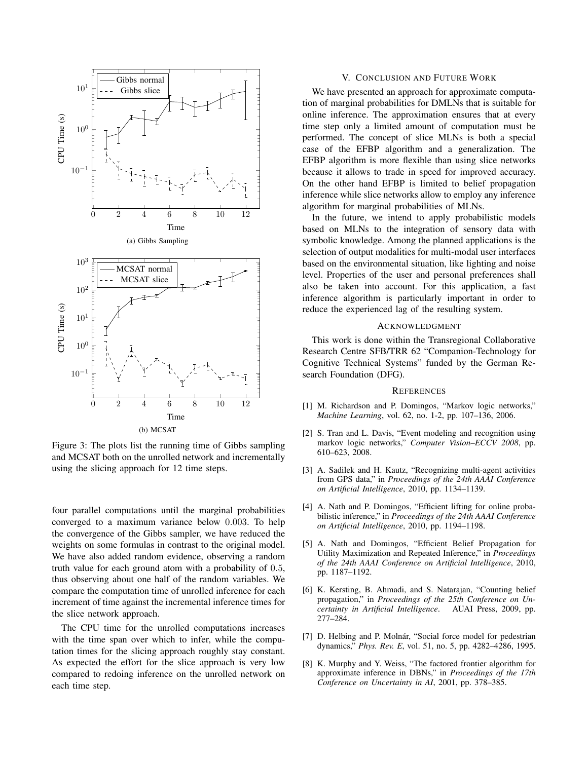Gibbs normal
Gibbs slice

CPU Time (s)

$10^1$
$10^0$
$10^{-1}$

0 2 4 6 8 10 12

Time

(a) Gibbs Sampling

MCSAT normal
MCSAT slice

CPU Time (s)

$10^3$
$10^2$
$10^1$
$10^0$
$10^{-1}$

0 2 4 6 8 10 12

Time

(b) MCSAT

Figure 3: The plots list the running time of Gibbs sampling and MCSAT both on the unrolled network and incrementally using the slicing approach for 12 time steps.

four parallel computations until the marginal probabilities converged to a maximum variance below $0.003$. To help the convergence of the Gibbs sampler, we have reduced the weights on some formulas in contrast to the original model. We have also added random evidence, observing a random truth value for each ground atom with a probability of $0.5$, thus observing about one half of the random variables. We compare the computation time of unrolled inference for each increment of time against the incremental inference times for the slice network approach.

The CPU time for the unrolled computations increases with the time span over which to infer, while the computation times for the slicing approach roughly stay constant. As expected the effort for the slice approach is very low compared to redoing inference on the unrolled network on each time step.

## V. Conclusion and Future Work

We have presented an approach for approximate computation of marginal probabilities for DMLNs that is suitable for online inference. The approximation ensures that at every time step only a limited amount of computation must be performed. The concept of slice MLNs is both a special case of the EFBP algorithm and a generalization. The EFBP algorithm is more flexible than using slice networks because it allows to trade in speed for improved accuracy. On the other hand EFBP is limited to belief propagation inference while slice networks allow to employ any inference algorithm for marginal probabilities of MLNs.

In the future, we intend to apply probabilistic models based on MLNs to the integration of sensory data with symbolic knowledge. Among the planned applications is the selection of output modalities for multi-modal user interfaces based on the environmental situation, like lighting and noise level. Properties of the user and personal preferences shall also be taken into account. For this application, a fast inference algorithm is particularly important in order to reduce the experienced lag of the resulting system.

## Acknowledgment

This work is done within the Transregional Collaborative Research Centre SFB/TRR 62 "Companion-Technology for Cognitive Technical Systems" funded by the German Research Foundation (DFG).

## References

[1] M. Richardson and P. Domingos, "Markov logic networks," *Machine Learning*, vol. 62, no. 1-2, pp. 107–136, 2006.

[2] S. Tran and L. Davis, "Event modeling and recognition using markov logic networks," *Computer Vision–ECCV 2008*, pp. 610–623, 2008.

[3] A. Sadilek and H. Kautz, "Recognizing multi-agent activities from GPS data," in *Proceedings of the 24th AAAI Conference on Artificial Intelligence*, 2010, pp. 1134–1139.

[4] A. Nath and P. Domingos, "Efficient lifting for online probabilistic inference," in *Proceedings of the 24th AAAI Conference on Artificial Intelligence*, 2010, pp. 1194–1198.

[5] A. Nath and Domingos, "Efficient Belief Propagation for Utility Maximization and Repeated Inference," in *Proceedings of the 24th AAAI Conference on Artificial Intelligence*, 2010, pp. 1187–1192.

[6] K. Kersting, B. Ahmadi, and S. Natarajan, "Counting belief propagation," in *Proceedings of the 25th Conference on Uncertainty in Artificial Intelligence*. AUAI Press, 2009, pp. 277–284.

[7] D. Helbing and P. Molnár, "Social force model for pedestrian dynamics," *Phys. Rev. E*, vol. 51, no. 5, pp. 4282–4286, 1995.

[8] K. Murphy and Y. Weiss, "The factored frontier algorithm for approximate inference in DBNs," in *Proceedings of the 17th Conference on Uncertainty in AI*, 2001, pp. 378–385.